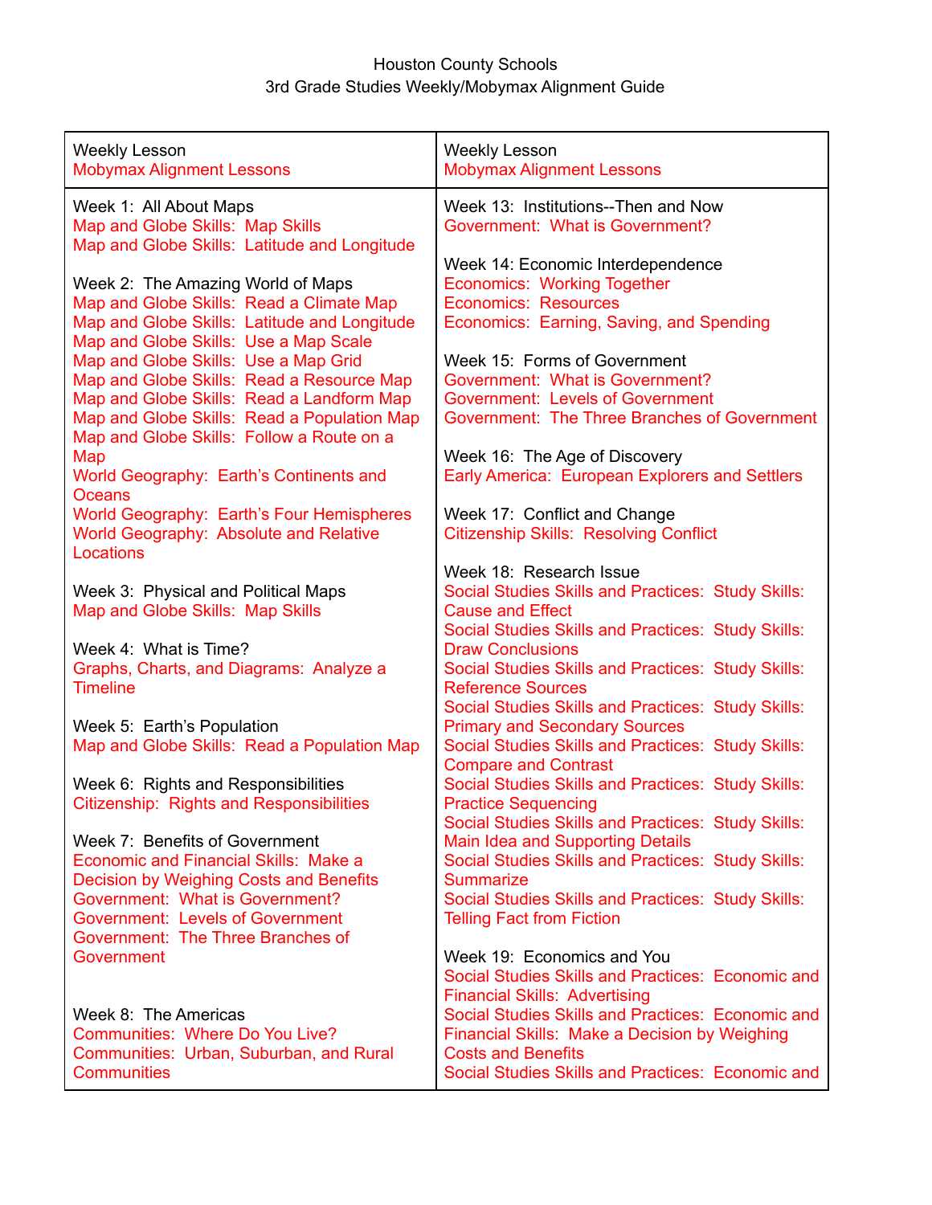Houston County Schools
3rd Grade Studies Weekly/Mobymax Alignment Guide

| Weekly Lesson<br>Mobymax Alignment Lessons | Weekly Lesson<br>Mobymax Alignment Lessons |
|---|---|
| Week 1: All About Maps<br>Map and Globe Skills: Map Skills<br>Map and Globe Skills: Latitude and Longitude<br><br>Week 2: The Amazing World of Maps<br>Map and Globe Skills: Read a Climate Map<br>Map and Globe Skills: Latitude and Longitude<br>Map and Globe Skills: Use a Map Scale<br>Map and Globe Skills: Use a Map Grid<br>Map and Globe Skills: Read a Resource Map<br>Map and Globe Skills: Read a Landform Map<br>Map and Globe Skills: Read a Population Map<br>Map and Globe Skills: Follow a Route on a Map<br>World Geography: Earth's Continents and Oceans<br>World Geography: Earth's Four Hemispheres<br>World Geography: Absolute and Relative Locations<br><br>Week 3: Physical and Political Maps<br>Map and Globe Skills: Map Skills<br><br>Week 4: What is Time?<br>Graphs, Charts, and Diagrams: Analyze a Timeline<br><br>Week 5: Earth's Population<br>Map and Globe Skills: Read a Population Map<br><br>Week 6: Rights and Responsibilities<br>Citizenship: Rights and Responsibilities<br><br>Week 7: Benefits of Government<br>Economic and Financial Skills: Make a Decision by Weighing Costs and Benefits<br>Government: What is Government?<br>Government: Levels of Government<br>Government: The Three Branches of Government<br><br>Week 8: The Americas<br>Communities: Where Do You Live?<br>Communities: Urban, Suburban, and Rural Communities | Week 13: Institutions--Then and Now<br>Government: What is Government?<br><br>Week 14: Economic Interdependence<br>Economics: Working Together<br>Economics: Resources<br>Economics: Earning, Saving, and Spending<br><br>Week 15: Forms of Government<br>Government: What is Government?<br>Government: Levels of Government<br>Government: The Three Branches of Government<br><br>Week 16: The Age of Discovery<br>Early America: European Explorers and Settlers<br><br>Week 17: Conflict and Change<br>Citizenship Skills: Resolving Conflict<br><br>Week 18: Research Issue<br>Social Studies Skills and Practices: Study Skills: Cause and Effect<br>Social Studies Skills and Practices: Study Skills: Draw Conclusions<br>Social Studies Skills and Practices: Study Skills: Reference Sources<br>Social Studies Skills and Practices: Study Skills: Primary and Secondary Sources<br>Social Studies Skills and Practices: Study Skills: Compare and Contrast<br>Social Studies Skills and Practices: Study Skills: Practice Sequencing<br>Social Studies Skills and Practices: Study Skills: Main Idea and Supporting Details<br>Social Studies Skills and Practices: Study Skills: Summarize<br>Social Studies Skills and Practices: Study Skills: Telling Fact from Fiction<br><br>Week 19: Economics and You<br>Social Studies Skills and Practices: Economic and Financial Skills: Advertising<br>Social Studies Skills and Practices: Economic and Financial Skills: Make a Decision by Weighing Costs and Benefits<br>Social Studies Skills and Practices: Economic and |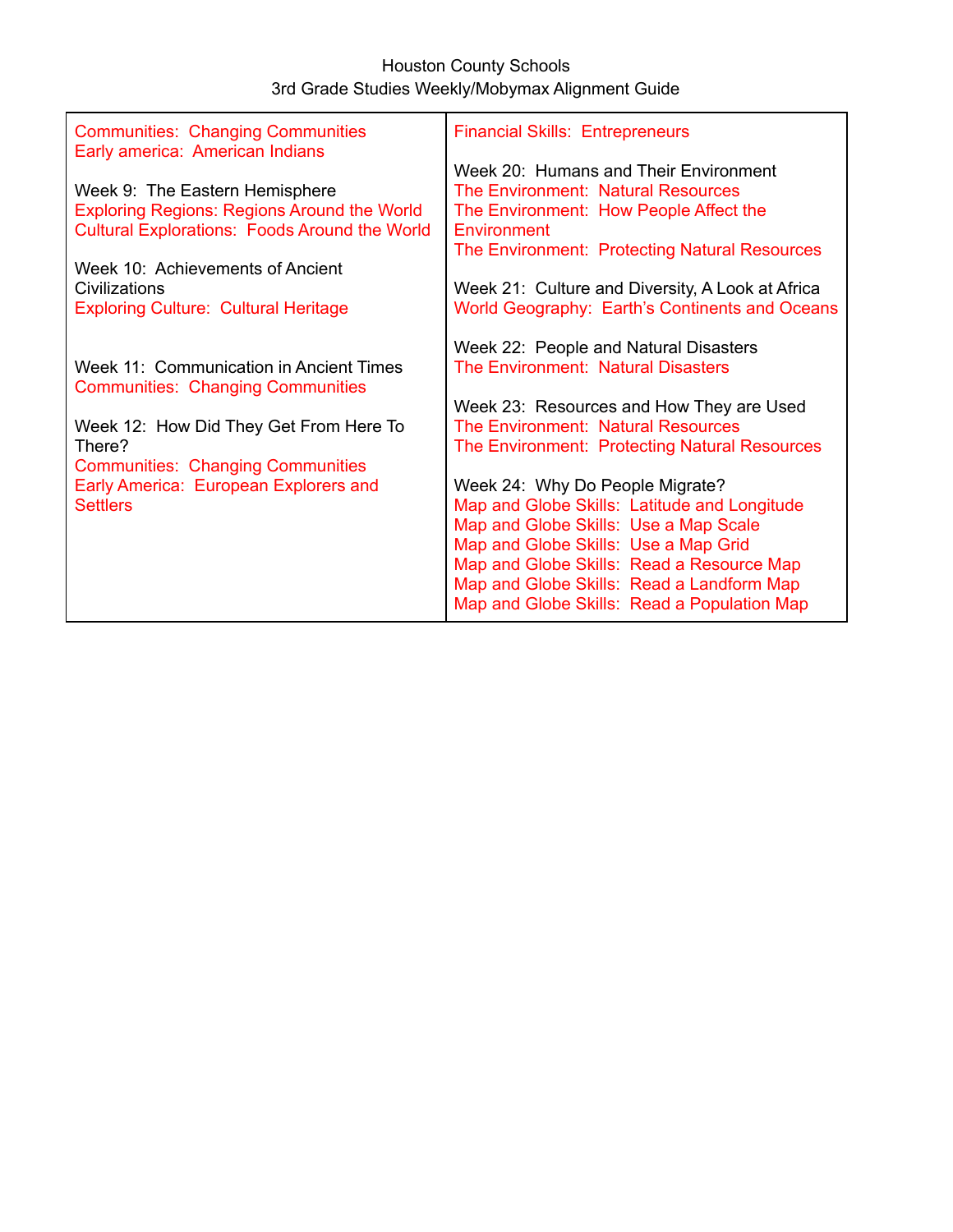Houston County Schools
3rd Grade Studies Weekly/Mobymax Alignment Guide

| | |
|---|---|
| Communities:  Changing Communities<br>Early america:  American Indians<br><br>Week 9:  The Eastern Hemisphere<br>Exploring Regions: Regions Around the World<br>Cultural Explorations:  Foods Around the World<br><br>Week 10:  Achievements of Ancient Civilizations<br>Exploring Culture:  Cultural Heritage<br><br>Week 11:  Communication in Ancient Times<br>Communities:  Changing Communities<br><br>Week 12:  How Did They Get From Here To There?<br>Communities:  Changing Communities<br>Early America:  European Explorers and Settlers | Financial Skills:  Entrepreneurs<br><br>Week 20:  Humans and Their Environment<br>The Environment:  Natural Resources<br>The Environment:  How People Affect the Environment<br>The Environment:  Protecting Natural Resources<br><br>Week 21:  Culture and Diversity, A Look at Africa<br>World Geography:  Earth's Continents and Oceans<br><br>Week 22:  People and Natural Disasters<br>The Environment:  Natural Disasters<br><br>Week 23:  Resources and How They are Used<br>The Environment:  Natural Resources<br>The Environment:  Protecting Natural Resources<br><br>Week 24:  Why Do People Migrate?<br>Map and Globe Skills:  Latitude and Longitude<br>Map and Globe Skills:  Use a Map Scale<br>Map and Globe Skills:  Use a Map Grid<br>Map and Globe Skills:  Read a Resource Map<br>Map and Globe Skills:  Read a Landform Map<br>Map and Globe Skills:  Read a Population Map |